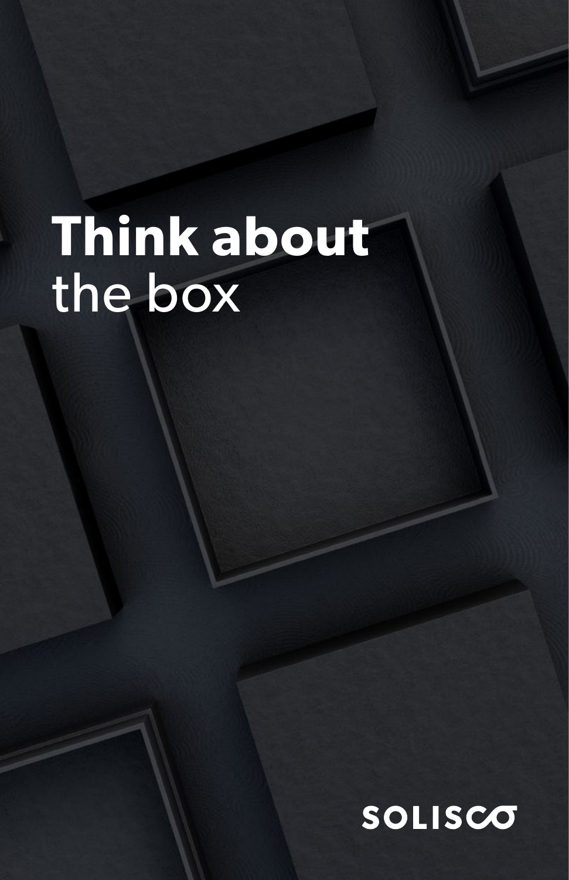# **Think about** the box

SOLISCO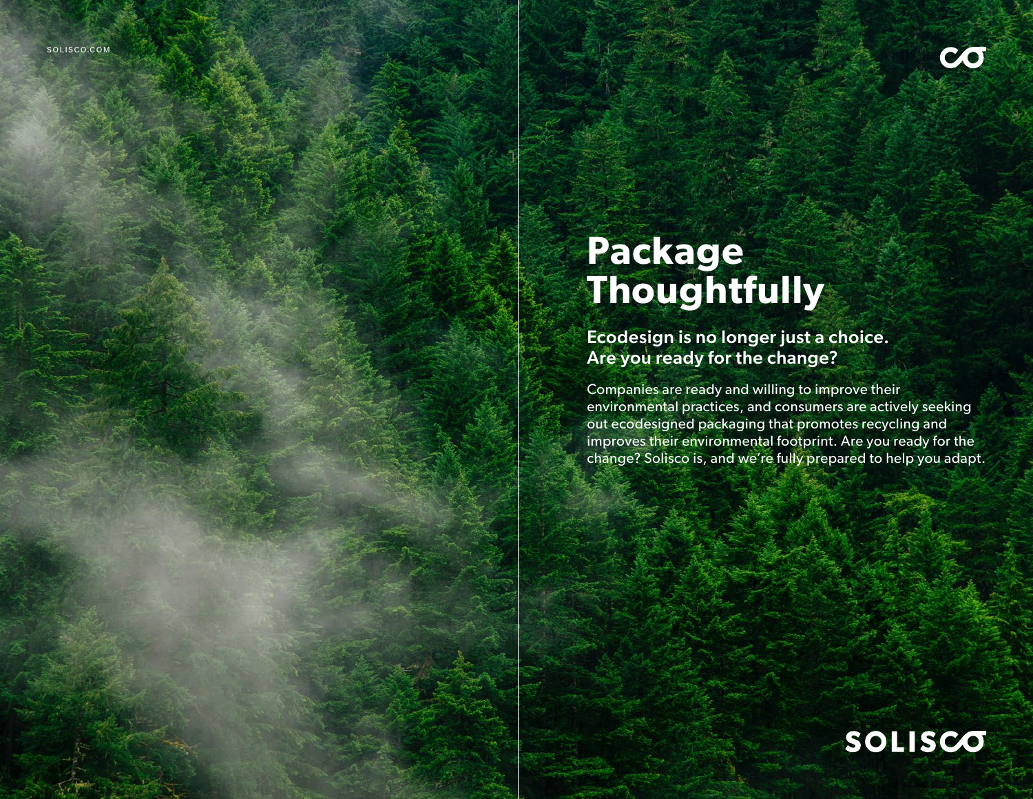# Package Thoughtfully

## Ecodesign is no longer just a choice. Are you ready for the change?

Companies are ready and willing to improve their environmental practices, and consumers are actively seeking out ecodesigned packaging that promotes recycling and improves their environmental footprint. Are you ready for the change? Solisco is, and we're fully prepared to help you adapt.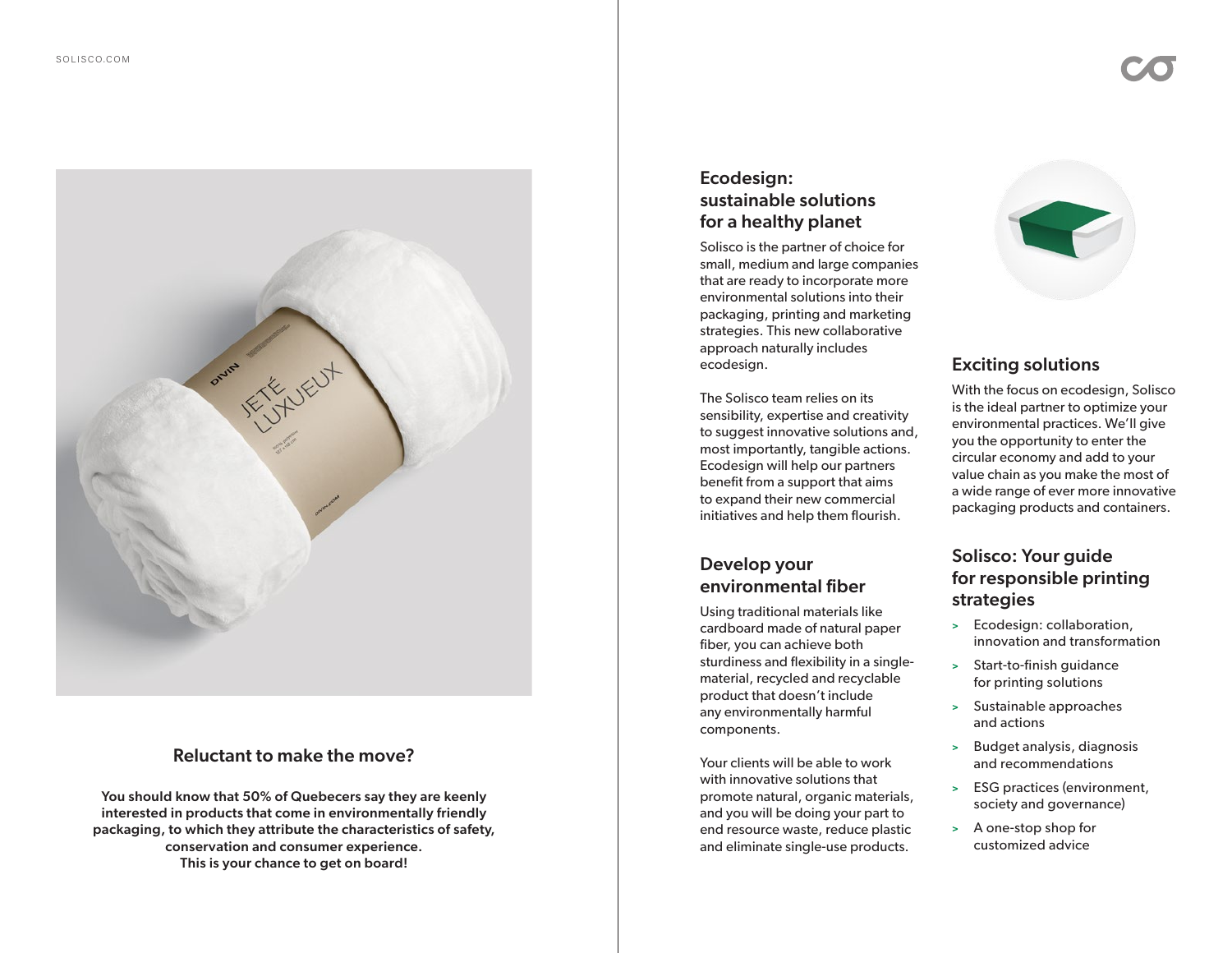## Reluctant to make the move?

**You should know that 50% of Quebecers say they are keenly interested in products that come in environmentally friendly packaging, to which they attribute the characteristics of safety, conservation and consumer experience.**
**This is your chance to get on board!**

## Ecodesign: sustainable solutions for a healthy planet

Solisco is the partner of choice for small, medium and large companies that are ready to incorporate more environmental solutions into their packaging, printing and marketing strategies. This new collaborative approach naturally includes ecodesign.

The Solisco team relies on its sensibility, expertise and creativity to suggest innovative solutions and, most importantly, tangible actions. Ecodesign will help our partners benefit from a support that aims to expand their new commercial initiatives and help them flourish.

## Develop your environmental fiber

Using traditional materials like cardboard made of natural paper fiber, you can achieve both sturdiness and flexibility in a single-material, recycled and recyclable product that doesn't include any environmentally harmful components.

Your clients will be able to work with innovative solutions that promote natural, organic materials, and you will be doing your part to end resource waste, reduce plastic and eliminate single-use products.

## Exciting solutions

With the focus on ecodesign, Solisco is the ideal partner to optimize your environmental practices. We'll give you the opportunity to enter the circular economy and add to your value chain as you make the most of a wide range of ever more innovative packaging products and containers.

## Solisco: Your guide for responsible printing strategies

- Ecodesign: collaboration, innovation and transformation
- Start-to-finish guidance for printing solutions
- Sustainable approaches and actions
- Budget analysis, diagnosis and recommendations
- ESG practices (environment, society and governance)
- A one-stop shop for customized advice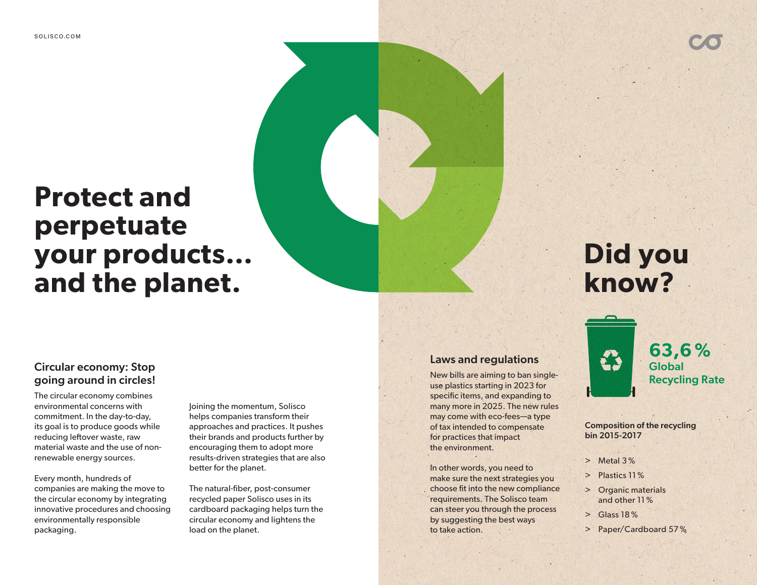# Protect and perpetuate your products... and the planet.

## Circular economy: Stop going around in circles!

The circular economy combines environmental concerns with commitment. In the day-to-day, its goal is to produce goods while reducing leftover waste, raw material waste and the use of non-renewable energy sources.

Every month, hundreds of companies are making the move to the circular economy by integrating innovative procedures and choosing environmentally responsible packaging.

Joining the momentum, Solisco helps companies transform their approaches and practices. It pushes their brands and products further by encouraging them to adopt more results-driven strategies that are also better for the planet.

The natural-fiber, post-consumer recycled paper Solisco uses in its cardboard packaging helps turn the circular economy and lightens the load on the planet.

## Laws and regulations

New bills are aiming to ban single-use plastics starting in 2023 for specific items, and expanding to many more in 2025. The new rules may come with eco-fees—a type of tax intended to compensate for practices that impact the environment.

In other words, you need to make sure the next strategies you choose fit into the new compliance requirements. The Solisco team can steer you through the process by suggesting the best ways to take action.

# Did you know?

**63,6 %**
**Global Recycling Rate**

**Composition of the recycling bin 2015-2017**

- Metal 3 %
- Plastics 11 %
- Organic materials and other 11 %
- Glass 18 %
- Paper/Cardboard 57 %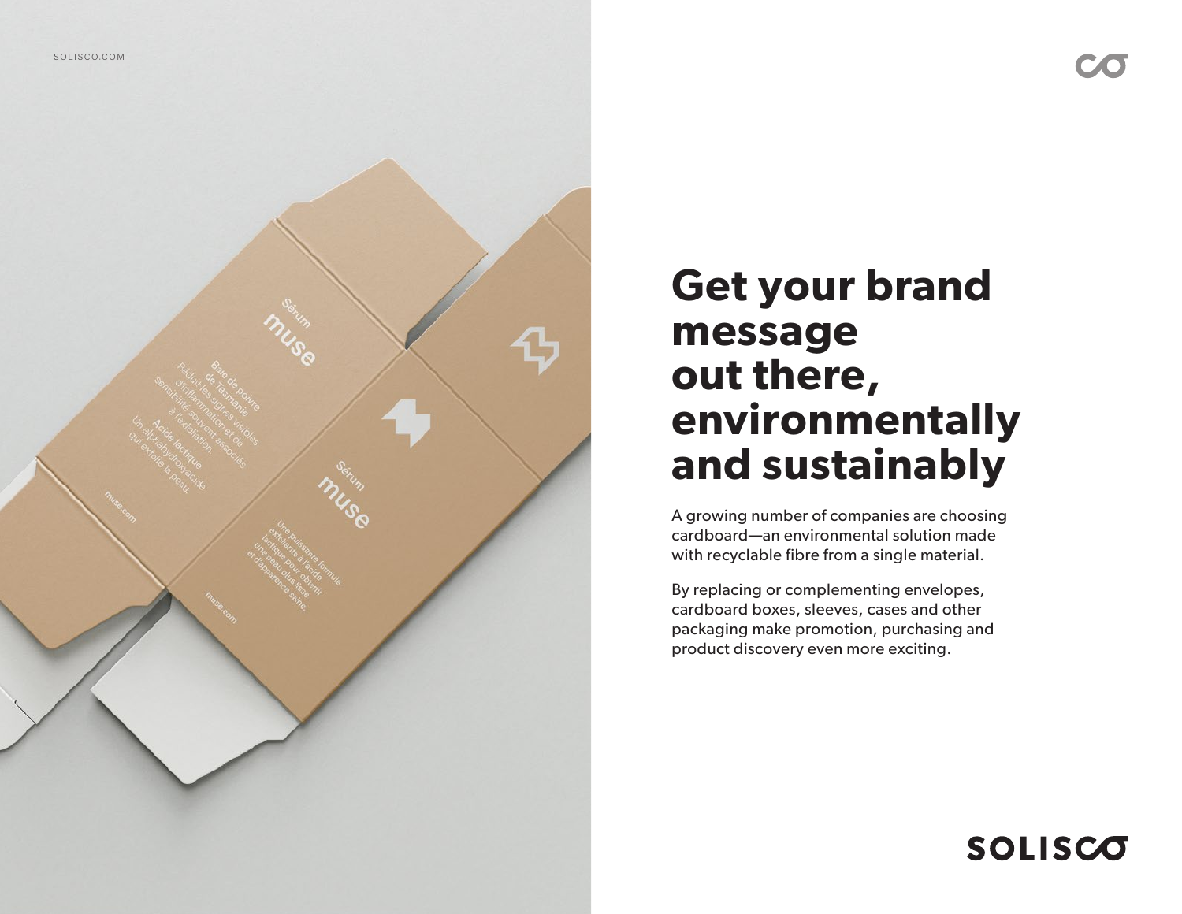# Get your brand message out there, environmentally and sustainably

A growing number of companies are choosing cardboard—an environmental solution made with recyclable fibre from a single material.

By replacing or complementing envelopes, cardboard boxes, sleeves, cases and other packaging make promotion, purchasing and product discovery even more exciting.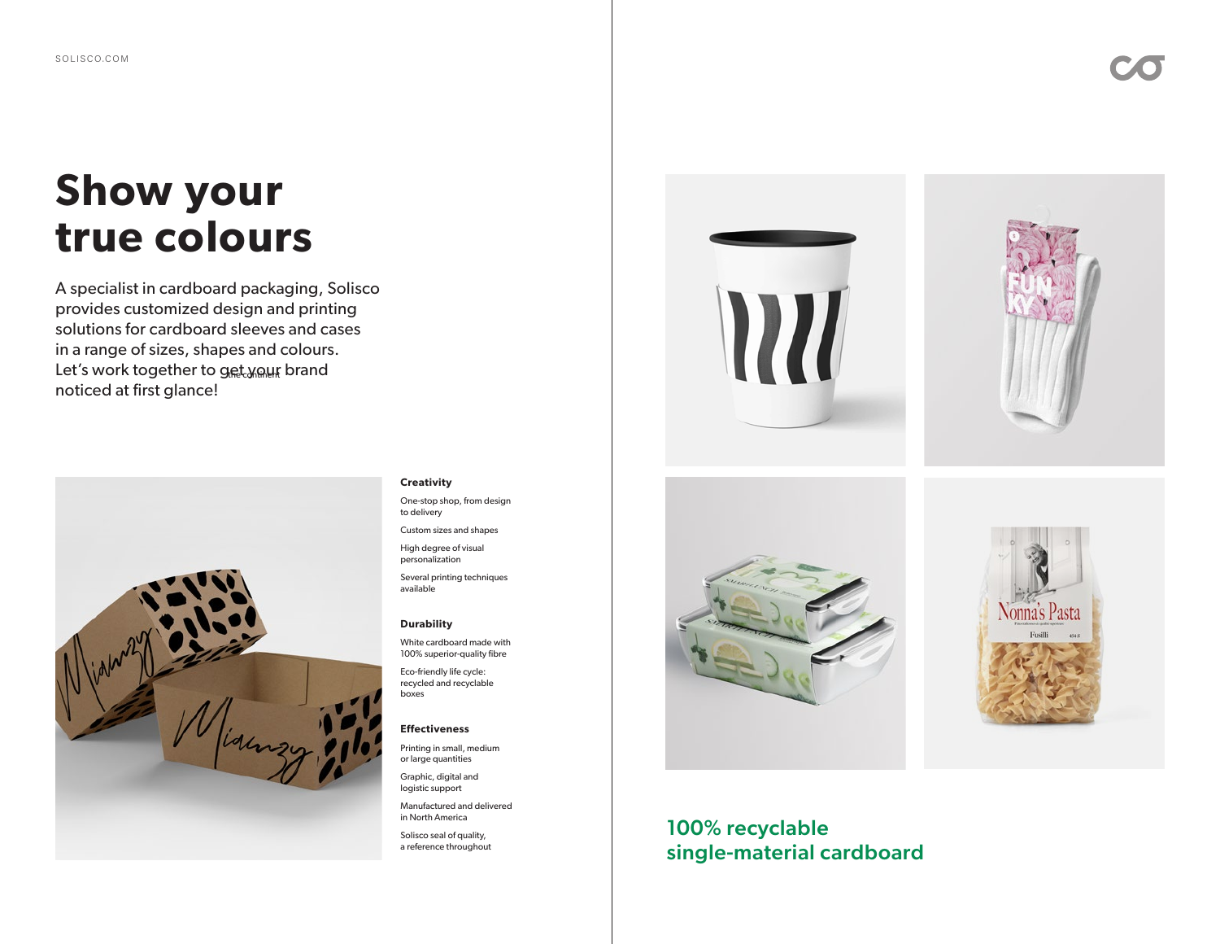SOLISCO.COM

# Show your true colours

A specialist in cardboard packaging, Solisco provides customized design and printing solutions for cardboard sleeves and cases in a range of sizes, shapes and colours. Let's work together to get your brand noticed at first glance!

**Creativity**

One-stop shop, from design to delivery

Custom sizes and shapes

High degree of visual personalization

Several printing techniques available

**Durability**

White cardboard made with 100% superior-quality fibre

Eco-friendly life cycle: recycled and recyclable boxes

**Effectiveness**

Printing in small, medium or large quantities

Graphic, digital and logistic support

Manufactured and delivered in North America

Solisco seal of quality, a reference throughout

## 100% recyclable single-material cardboard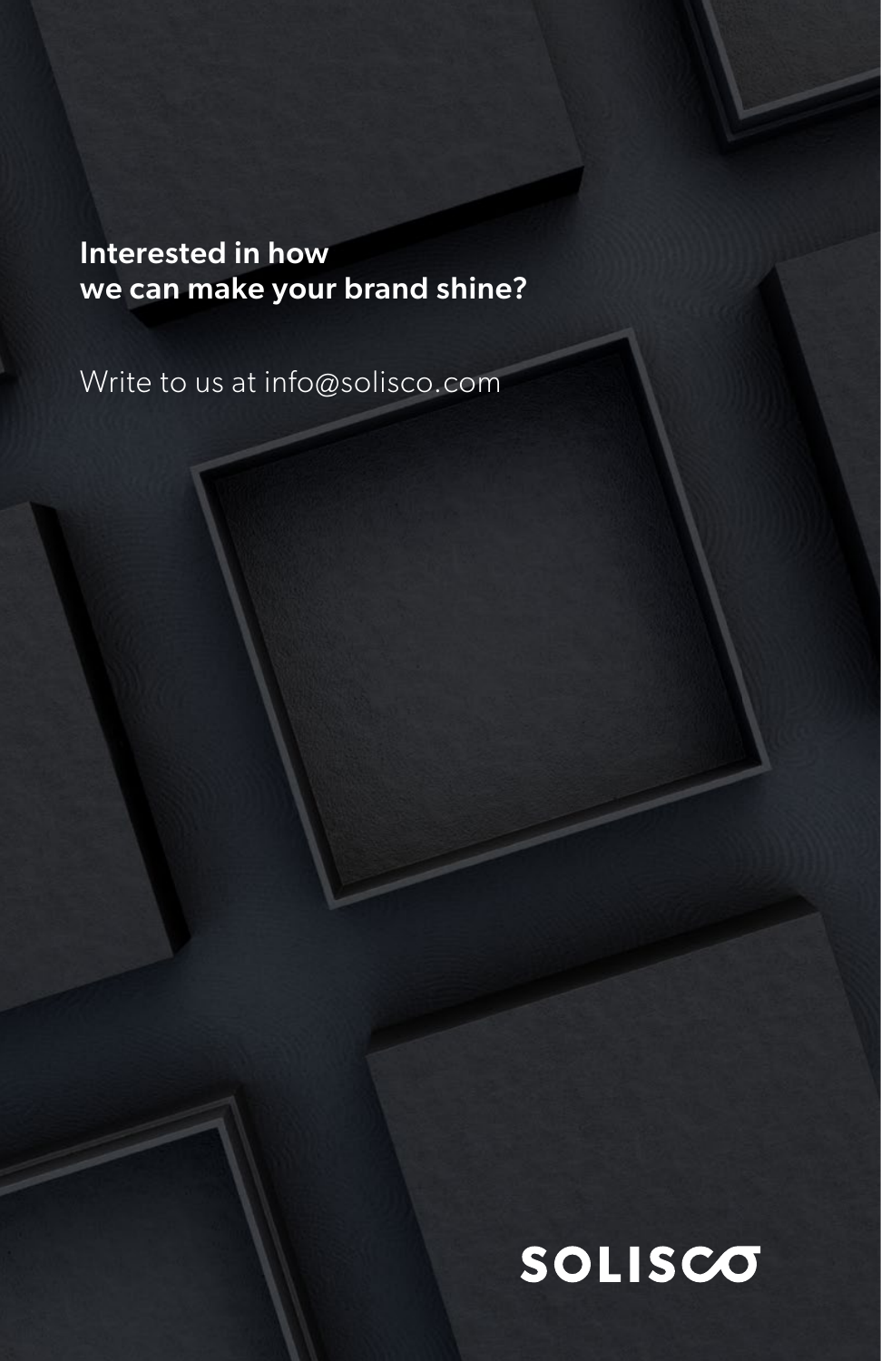**Interested in how**
**we can make your brand shine?**

Write to us at info@solisco.com

SOLISCO